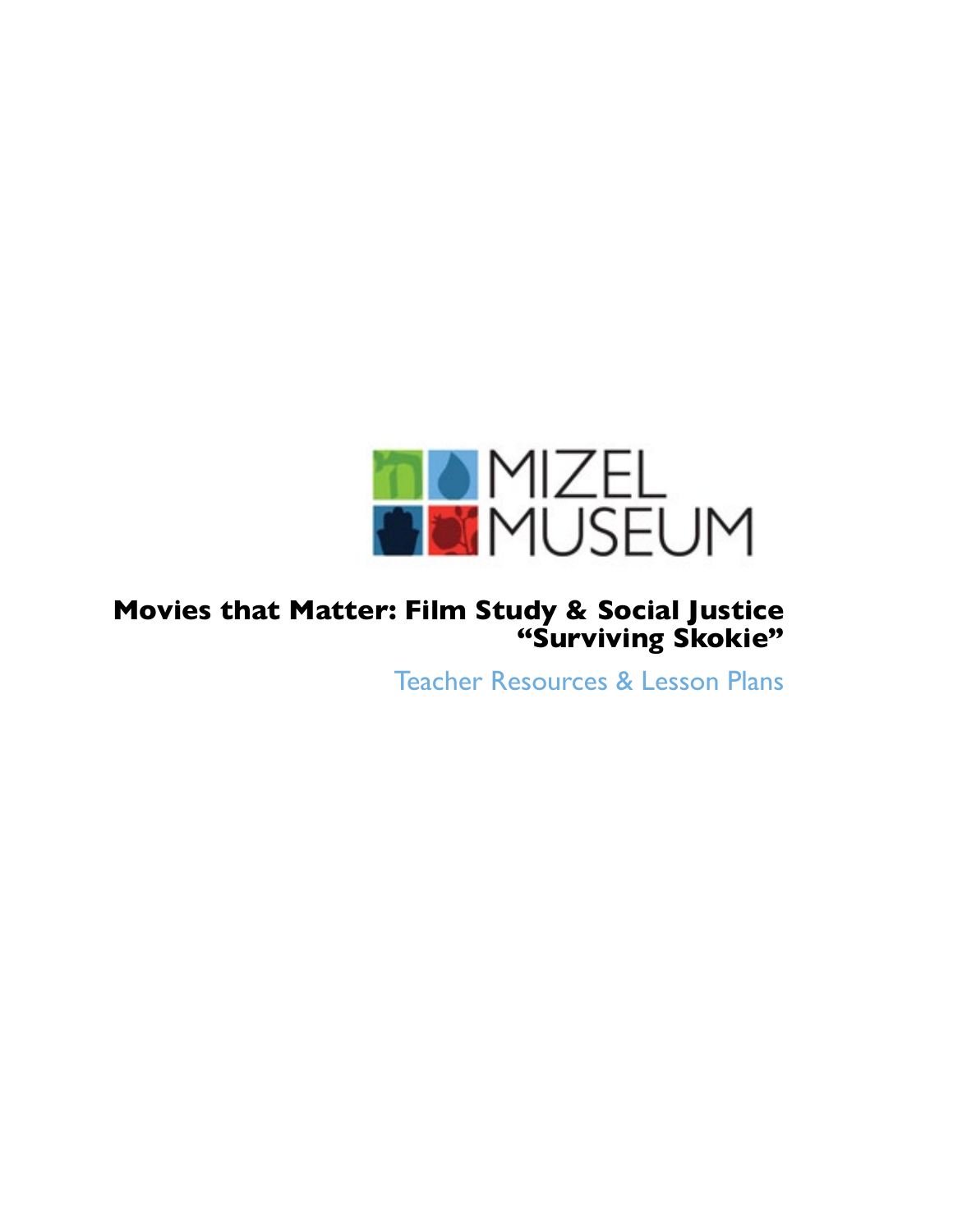MIZEL MUSEUM

# Movies that Matter: Film Study & Social Justice
## "Surviving Skokie"

Teacher Resources & Lesson Plans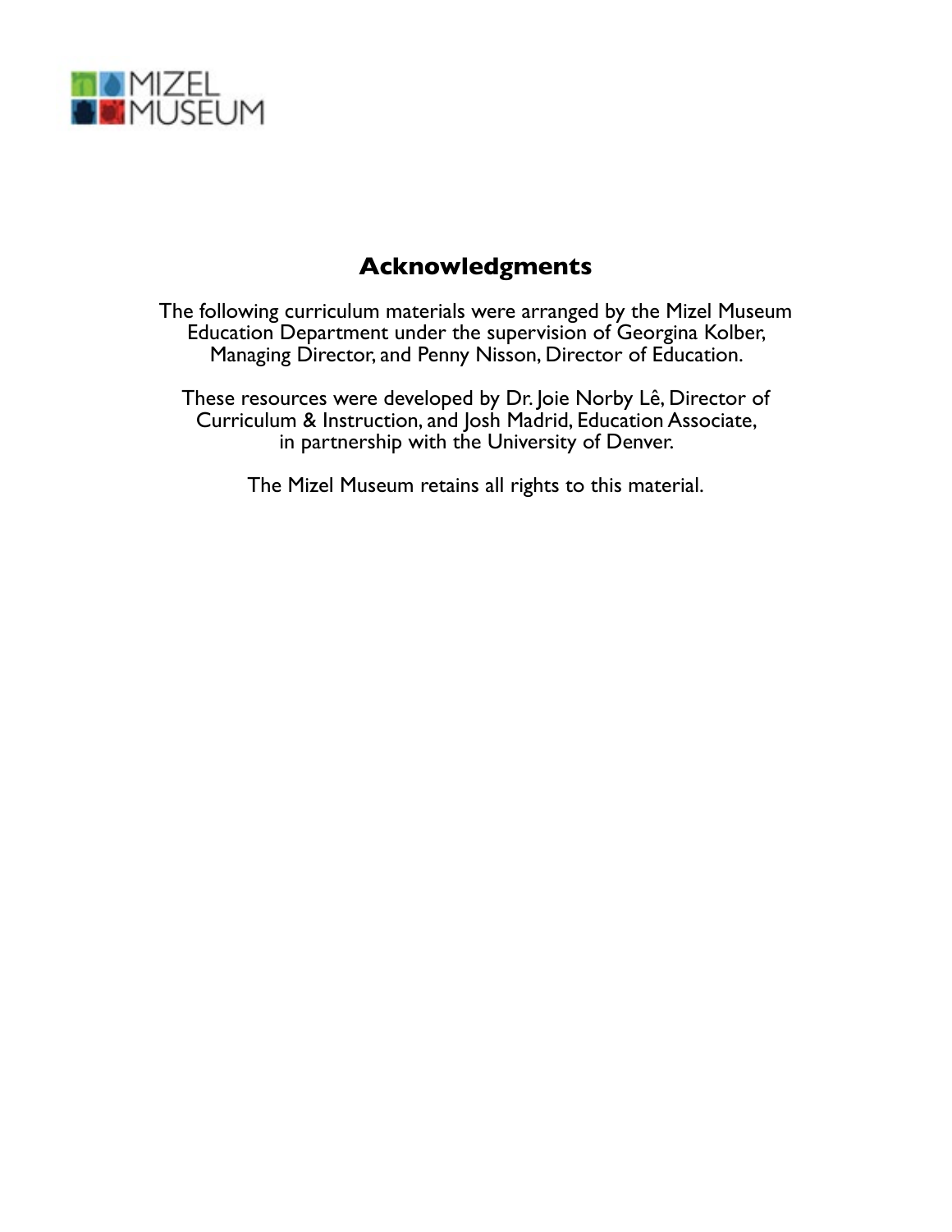MIZEL MUSEUM

# Acknowledgments

The following curriculum materials were arranged by the Mizel Museum Education Department under the supervision of Georgina Kolber, Managing Director, and Penny Nisson, Director of Education.

These resources were developed by Dr. Joie Norby Lê, Director of Curriculum & Instruction, and Josh Madrid, Education Associate, in partnership with the University of Denver.

The Mizel Museum retains all rights to this material.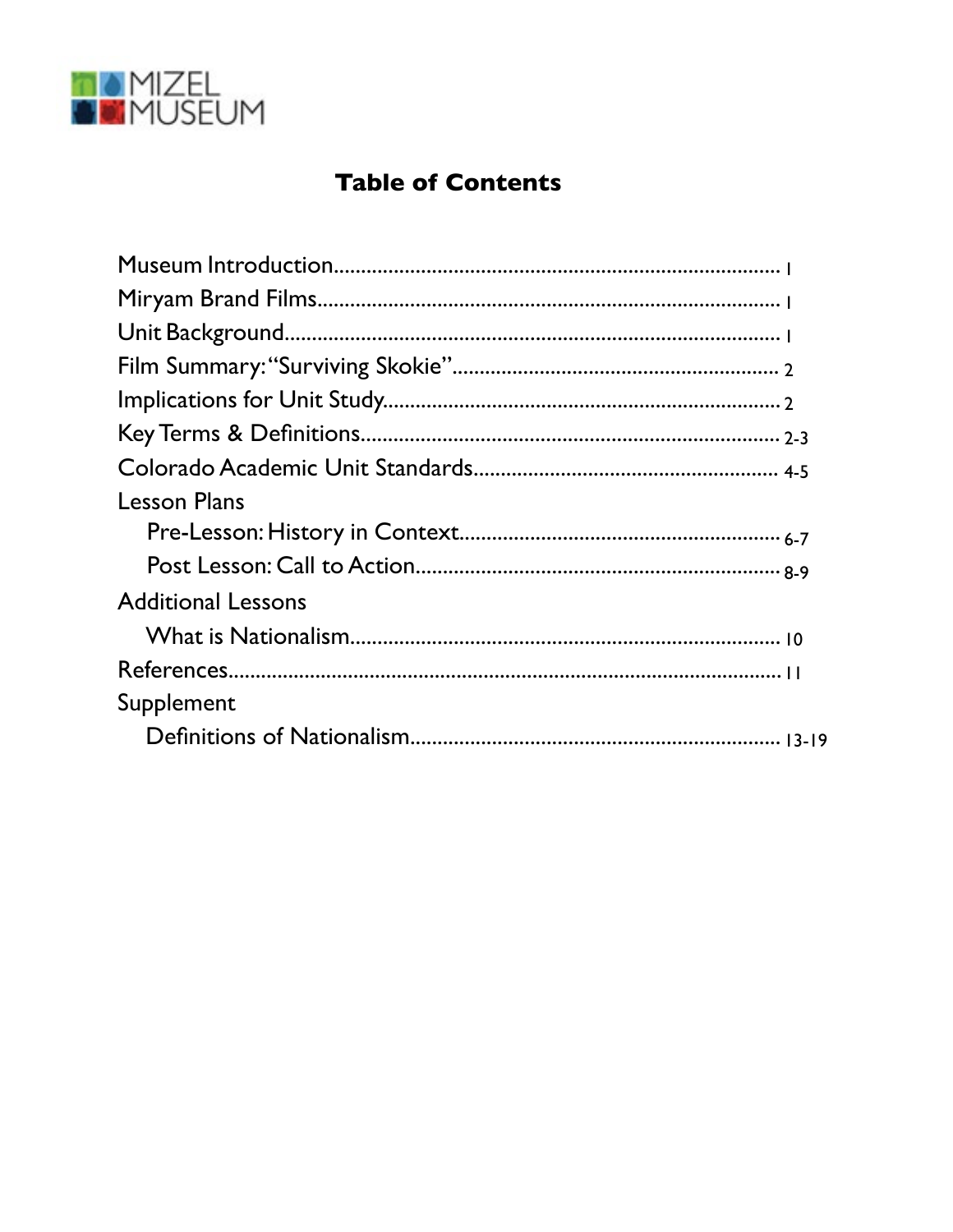MIZEL MUSEUM

# Table of Contents

Museum Introduction................................................................................ 1
Miryam Brand Films.................................................................................. 1
Unit Background........................................................................................ 1
Film Summary: "Surviving Skokie"......................................................... 2
Implications for Unit Study....................................................................... 2
Key Terms & Definitions........................................................................... 2-3
Colorado Academic Unit Standards....................................................... 4-5
Lesson Plans
- Pre-Lesson: History in Context.......................................................... 6-7
- Post Lesson: Call to Action................................................................. 8-9

Additional Lessons
- What is Nationalism.............................................................................. 10

References.................................................................................................. 11
Supplement
- Definitions of Nationalism.................................................................. 13-19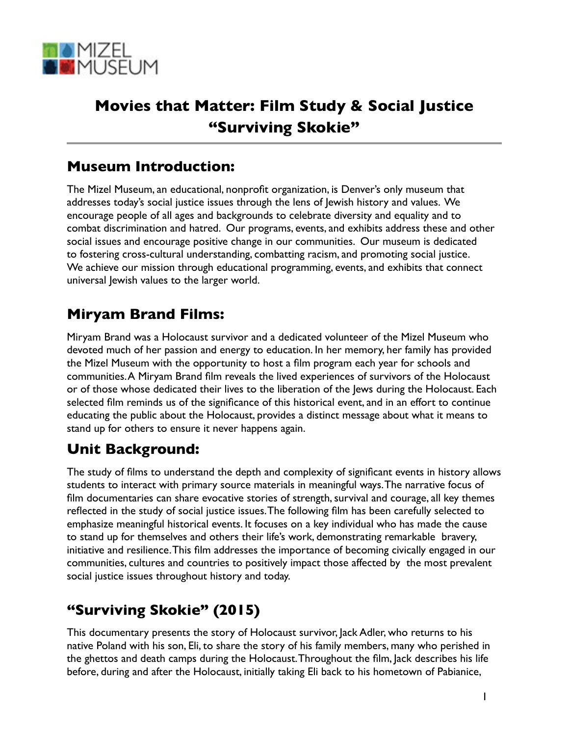# Movies that Matter: Film Study & Social Justice "Surviving Skokie"

## Museum Introduction:

The Mizel Museum, an educational, nonprofit organization, is Denver's only museum that addresses today's social justice issues through the lens of Jewish history and values. We encourage people of all ages and backgrounds to celebrate diversity and equality and to combat discrimination and hatred. Our programs, events, and exhibits address these and other social issues and encourage positive change in our communities. Our museum is dedicated to fostering cross-cultural understanding, combatting racism, and promoting social justice. We achieve our mission through educational programming, events, and exhibits that connect universal Jewish values to the larger world.

## Miryam Brand Films:

Miryam Brand was a Holocaust survivor and a dedicated volunteer of the Mizel Museum who devoted much of her passion and energy to education. In her memory, her family has provided the Mizel Museum with the opportunity to host a film program each year for schools and communities. A Miryam Brand film reveals the lived experiences of survivors of the Holocaust or of those whose dedicated their lives to the liberation of the Jews during the Holocaust. Each selected film reminds us of the significance of this historical event, and in an effort to continue educating the public about the Holocaust, provides a distinct message about what it means to stand up for others to ensure it never happens again.

## Unit Background:

The study of films to understand the depth and complexity of significant events in history allows students to interact with primary source materials in meaningful ways. The narrative focus of film documentaries can share evocative stories of strength, survival and courage, all key themes reflected in the study of social justice issues. The following film has been carefully selected to emphasize meaningful historical events. It focuses on a key individual who has made the cause to stand up for themselves and others their life's work, demonstrating remarkable bravery, initiative and resilience. This film addresses the importance of becoming civically engaged in our communities, cultures and countries to positively impact those affected by the most prevalent social justice issues throughout history and today.

## "Surviving Skokie" (2015)

This documentary presents the story of Holocaust survivor, Jack Adler, who returns to his native Poland with his son, Eli, to share the story of his family members, many who perished in the ghettos and death camps during the Holocaust. Throughout the film, Jack describes his life before, during and after the Holocaust, initially taking Eli back to his hometown of Pabianice,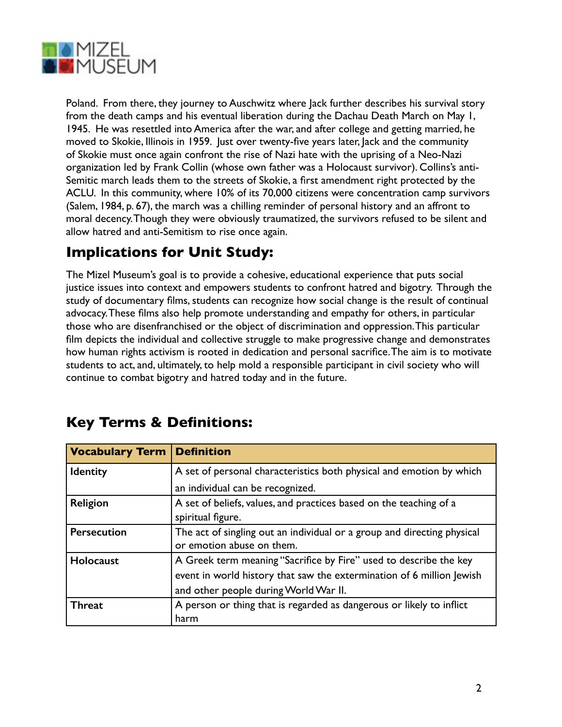Poland. From there, they journey to Auschwitz where Jack further describes his survival story from the death camps and his eventual liberation during the Dachau Death March on May 1, 1945. He was resettled into America after the war, and after college and getting married, he moved to Skokie, Illinois in 1959. Just over twenty-five years later, Jack and the community of Skokie must once again confront the rise of Nazi hate with the uprising of a Neo-Nazi organization led by Frank Collin (whose own father was a Holocaust survivor). Collins's anti-Semitic march leads them to the streets of Skokie, a first amendment right protected by the ACLU. In this community, where 10% of its 70,000 citizens were concentration camp survivors (Salem, 1984, p. 67), the march was a chilling reminder of personal history and an affront to moral decency. Though they were obviously traumatized, the survivors refused to be silent and allow hatred and anti-Semitism to rise once again.

## Implications for Unit Study:

The Mizel Museum's goal is to provide a cohesive, educational experience that puts social justice issues into context and empowers students to confront hatred and bigotry. Through the study of documentary films, students can recognize how social change is the result of continual advocacy. These films also help promote understanding and empathy for others, in particular those who are disenfranchised or the object of discrimination and oppression. This particular film depicts the individual and collective struggle to make progressive change and demonstrates how human rights activism is rooted in dedication and personal sacrifice. The aim is to motivate students to act, and, ultimately, to help mold a responsible participant in civil society who will continue to combat bigotry and hatred today and in the future.

## Key Terms & Definitions:

| **Vocabulary Term** | **Definition** |
|---|---|
| **Identity** | A set of personal characteristics both physical and emotion by which an individual can be recognized. |
| **Religion** | A set of beliefs, values, and practices based on the teaching of a spiritual figure. |
| **Persecution** | The act of singling out an individual or a group and directing physical or emotion abuse on them. |
| **Holocaust** | A Greek term meaning "Sacrifice by Fire" used to describe the key event in world history that saw the extermination of 6 million Jewish and other people during World War II. |
| **Threat** | A person or thing that is regarded as dangerous or likely to inflict harm |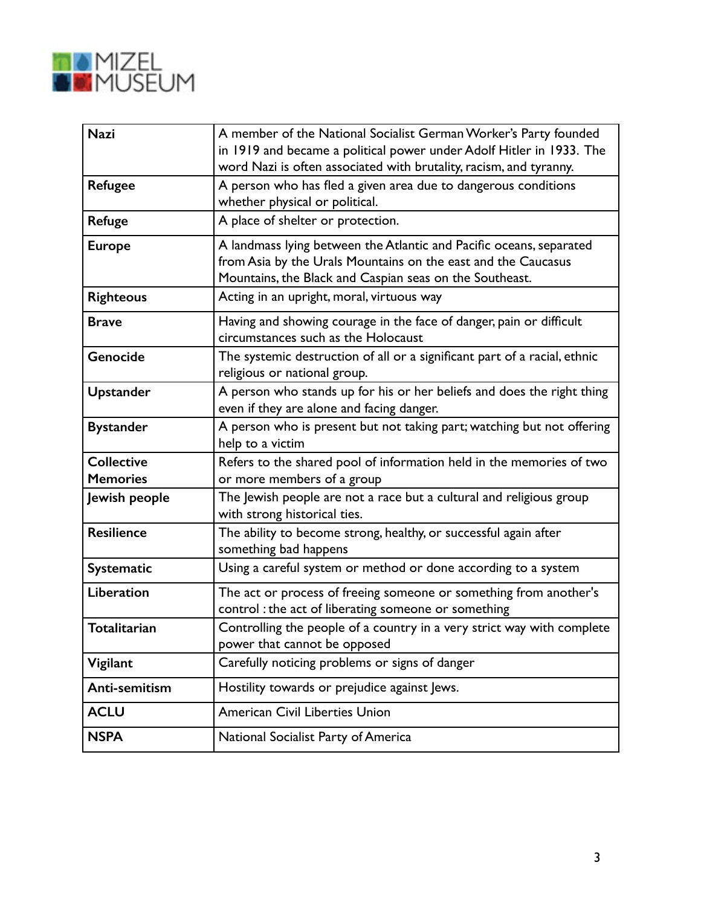| Nazi | A member of the National Socialist German Worker's Party founded in 1919 and became a political power under Adolf Hitler in 1933. The word Nazi is often associated with brutality, racism, and tyranny. |
| --- | --- |
| **Refugee** | A person who has fled a given area due to dangerous conditions whether physical or political. |
| **Refuge** | A place of shelter or protection. |
| **Europe** | A landmass lying between the Atlantic and Pacific oceans, separated from Asia by the Urals Mountains on the east and the Caucasus Mountains, the Black and Caspian seas on the Southeast. |
| **Righteous** | Acting in an upright, moral, virtuous way |
| **Brave** | Having and showing courage in the face of danger, pain or difficult circumstances such as the Holocaust |
| **Genocide** | The systemic destruction of all or a significant part of a racial, ethnic religious or national group. |
| **Upstander** | A person who stands up for his or her beliefs and does the right thing even if they are alone and facing danger. |
| **Bystander** | A person who is present but not taking part; watching but not offering help to a victim |
| **Collective Memories** | Refers to the shared pool of information held in the memories of two or more members of a group |
| **Jewish people** | The Jewish people are not a race but a cultural and religious group with strong historical ties. |
| **Resilience** | The ability to become strong, healthy, or successful again after something bad happens |
| **Systematic** | Using a careful system or method or done according to a system |
| **Liberation** | The act or process of freeing someone or something from another's control : the act of liberating someone or something |
| **Totalitarian** | Controlling the people of a country in a very strict way with complete power that cannot be opposed |
| **Vigilant** | Carefully noticing problems or signs of danger |
| **Anti-semitism** | Hostility towards or prejudice against Jews. |
| **ACLU** | American Civil Liberties Union |
| **NSPA** | National Socialist Party of America |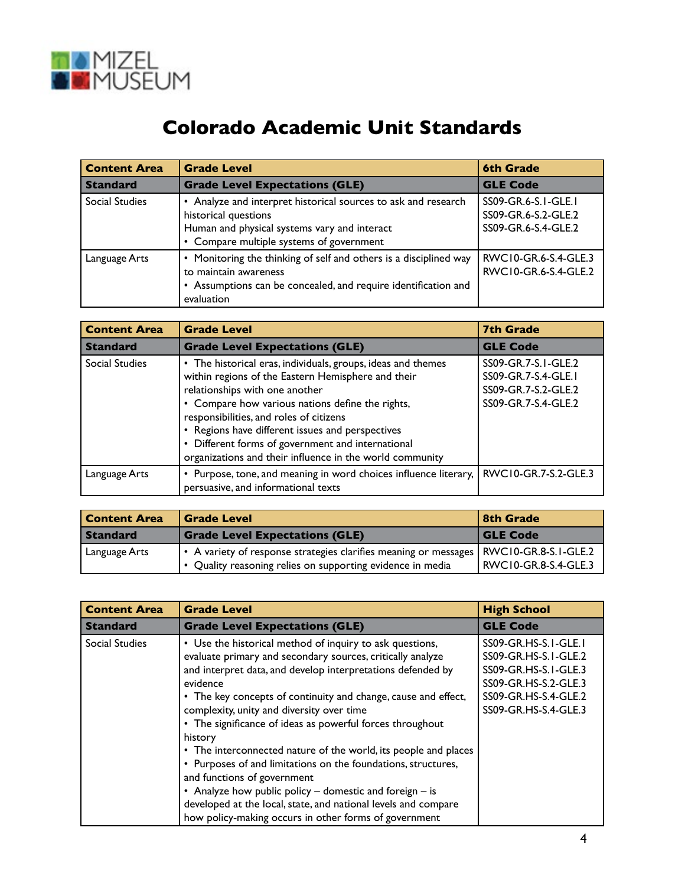# Colorado Academic Unit Standards

| Content Area | Grade Level | 6th Grade |
|---|---|---|
| **Standard** | **Grade Level Expectations (GLE)** | **GLE Code** |
| Social Studies | • Analyze and interpret historical sources to ask and research historical questions<br>Human and physical systems vary and interact<br>• Compare multiple systems of government | SS09-GR.6-S.1-GLE.1<br>SS09-GR.6-S.2-GLE.2<br>SS09-GR.6-S.4-GLE.2 |
| Language Arts | • Monitoring the thinking of self and others is a disciplined way to maintain awareness<br>• Assumptions can be concealed, and require identification and evaluation | RWC10-GR.6-S.4-GLE.3<br>RWC10-GR.6-S.4-GLE.2 |

| Content Area | Grade Level | 7th Grade |
|---|---|---|
| **Standard** | **Grade Level Expectations (GLE)** | **GLE Code** |
| Social Studies | • The historical eras, individuals, groups, ideas and themes within regions of the Eastern Hemisphere and their relationships with one another<br>• Compare how various nations define the rights, responsibilities, and roles of citizens<br>• Regions have different issues and perspectives<br>• Different forms of government and international organizations and their influence in the world community | SS09-GR.7-S.1-GLE.2<br>SS09-GR.7-S.4-GLE.1<br>SS09-GR.7-S.2-GLE.2<br>SS09-GR.7-S.4-GLE.2 |
| Language Arts | • Purpose, tone, and meaning in word choices influence literary, persuasive, and informational texts | RWC10-GR.7-S.2-GLE.3 |

| Content Area | Grade Level | 8th Grade |
|---|---|---|
| **Standard** | **Grade Level Expectations (GLE)** | **GLE Code** |
| Language Arts | • A variety of response strategies clarifies meaning or messages<br>• Quality reasoning relies on supporting evidence in media | RWC10-GR.8-S.1-GLE.2<br>RWC10-GR.8-S.4-GLE.3 |

| Content Area | Grade Level | High School |
|---|---|---|
| **Standard** | **Grade Level Expectations (GLE)** | **GLE Code** |
| Social Studies | • Use the historical method of inquiry to ask questions, evaluate primary and secondary sources, critically analyze and interpret data, and develop interpretations defended by evidence<br>• The key concepts of continuity and change, cause and effect, complexity, unity and diversity over time<br>• The significance of ideas as powerful forces throughout history<br>• The interconnected nature of the world, its people and places<br>• Purposes of and limitations on the foundations, structures, and functions of government<br>• Analyze how public policy – domestic and foreign – is developed at the local, state, and national levels and compare how policy-making occurs in other forms of government | SS09-GR.HS-S.1-GLE.1<br>SS09-GR.HS-S.1-GLE.2<br>SS09-GR.HS-S.1-GLE.3<br>SS09-GR.HS-S.2-GLE.3<br>SS09-GR.HS-S.4-GLE.2<br>SS09-GR.HS-S.4-GLE.3 |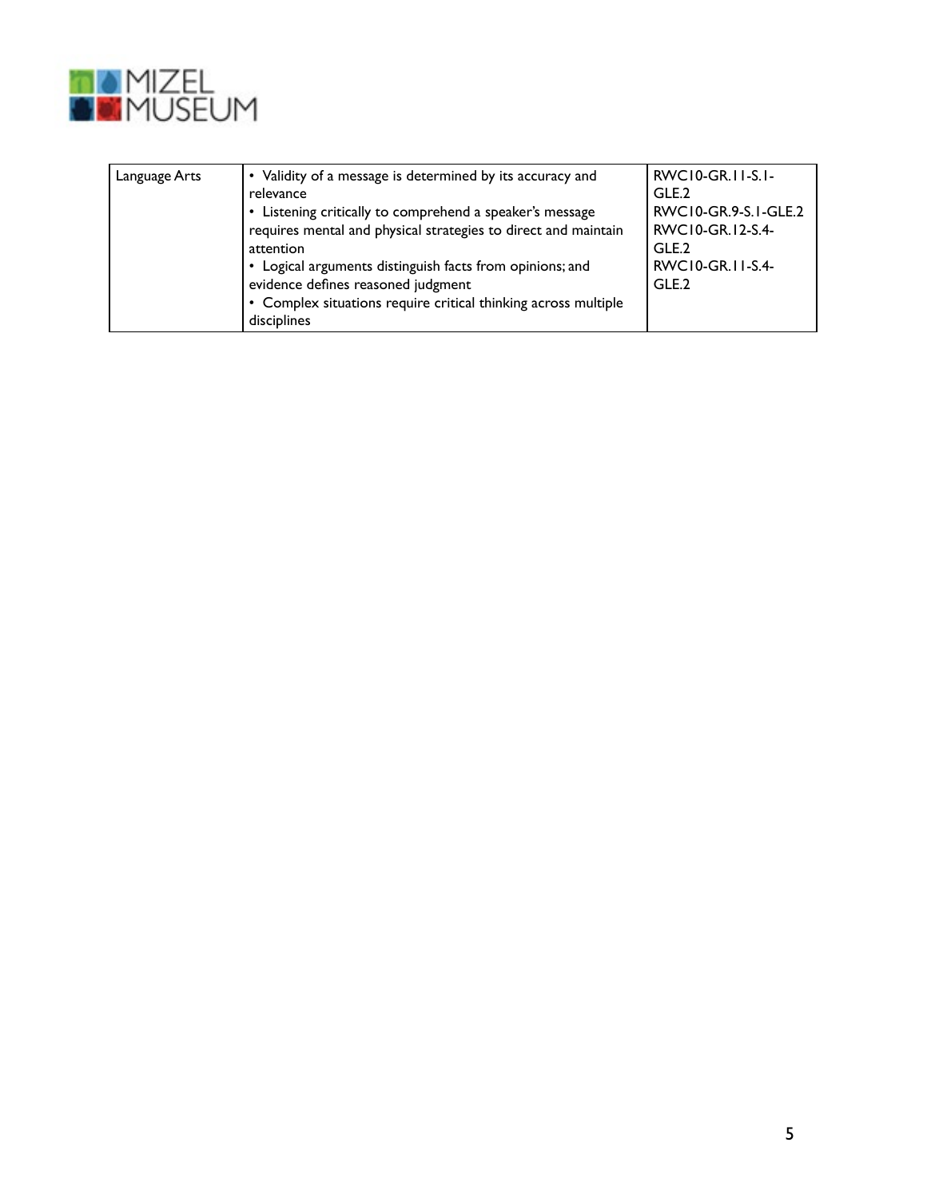| Language Arts | • Validity of a message is determined by its accuracy and relevance<br>• Listening critically to comprehend a speaker's message requires mental and physical strategies to direct and maintain attention<br>• Logical arguments distinguish facts from opinions; and evidence defines reasoned judgment<br>• Complex situations require critical thinking across multiple disciplines | RWC10-GR.11-S.1-GLE.2<br>RWC10-GR.9-S.1-GLE.2<br>RWC10-GR.12-S.4-GLE.2<br>RWC10-GR.11-S.4-GLE.2 |
|---|---|---|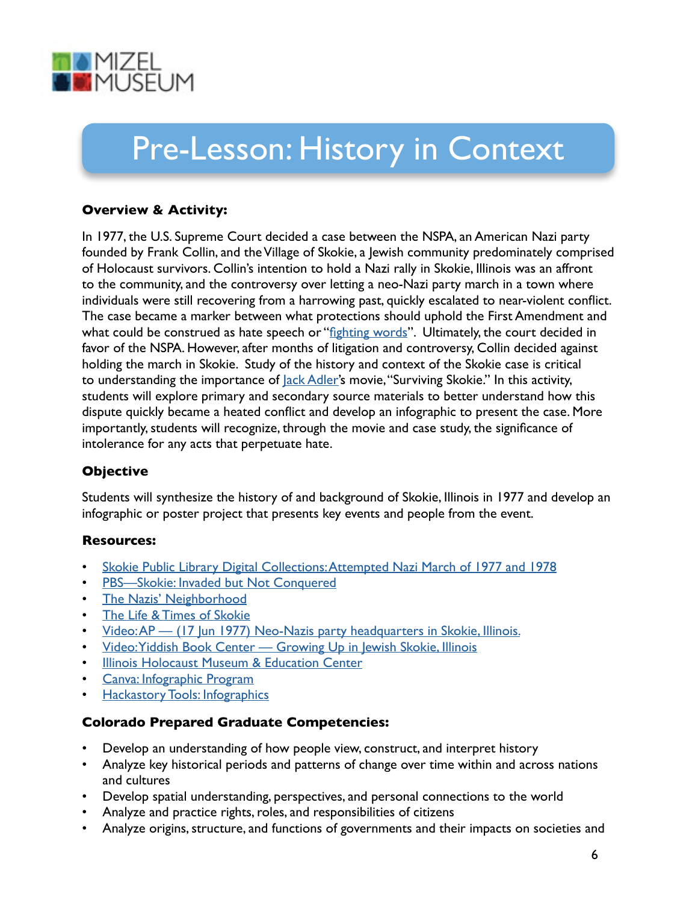# Pre-Lesson: History in Context

**Overview & Activity:**

In 1977, the U.S. Supreme Court decided a case between the NSPA, an American Nazi party founded by Frank Collin, and the Village of Skokie, a Jewish community predominately comprised of Holocaust survivors. Collin's intention to hold a Nazi rally in Skokie, Illinois was an affront to the community, and the controversy over letting a neo-Nazi party march in a town where individuals were still recovering from a harrowing past, quickly escalated to near-violent conflict. The case became a marker between what protections should uphold the First Amendment and what could be construed as hate speech or "fighting words". Ultimately, the court decided in favor of the NSPA. However, after months of litigation and controversy, Collin decided against holding the march in Skokie. Study of the history and context of the Skokie case is critical to understanding the importance of Jack Adler's movie, "Surviving Skokie." In this activity, students will explore primary and secondary source materials to better understand how this dispute quickly became a heated conflict and develop an infographic to present the case. More importantly, students will recognize, through the movie and case study, the significance of intolerance for any acts that perpetuate hate.

**Objective**

Students will synthesize the history of and background of Skokie, Illinois in 1977 and develop an infographic or poster project that presents key events and people from the event.

**Resources:**

- Skokie Public Library Digital Collections: Attempted Nazi March of 1977 and 1978
- PBS—Skokie: Invaded but Not Conquered
- The Nazis' Neighborhood
- The Life & Times of Skokie
- Video: AP — (17 Jun 1977) Neo-Nazis party headquarters in Skokie, Illinois.
- Video: Yiddish Book Center — Growing Up in Jewish Skokie, Illinois
- Illinois Holocaust Museum & Education Center
- Canva: Infographic Program
- Hackastory Tools: Infographics

**Colorado Prepared Graduate Competencies:**

- Develop an understanding of how people view, construct, and interpret history
- Analyze key historical periods and patterns of change over time within and across nations and cultures
- Develop spatial understanding, perspectives, and personal connections to the world
- Analyze and practice rights, roles, and responsibilities of citizens
- Analyze origins, structure, and functions of governments and their impacts on societies and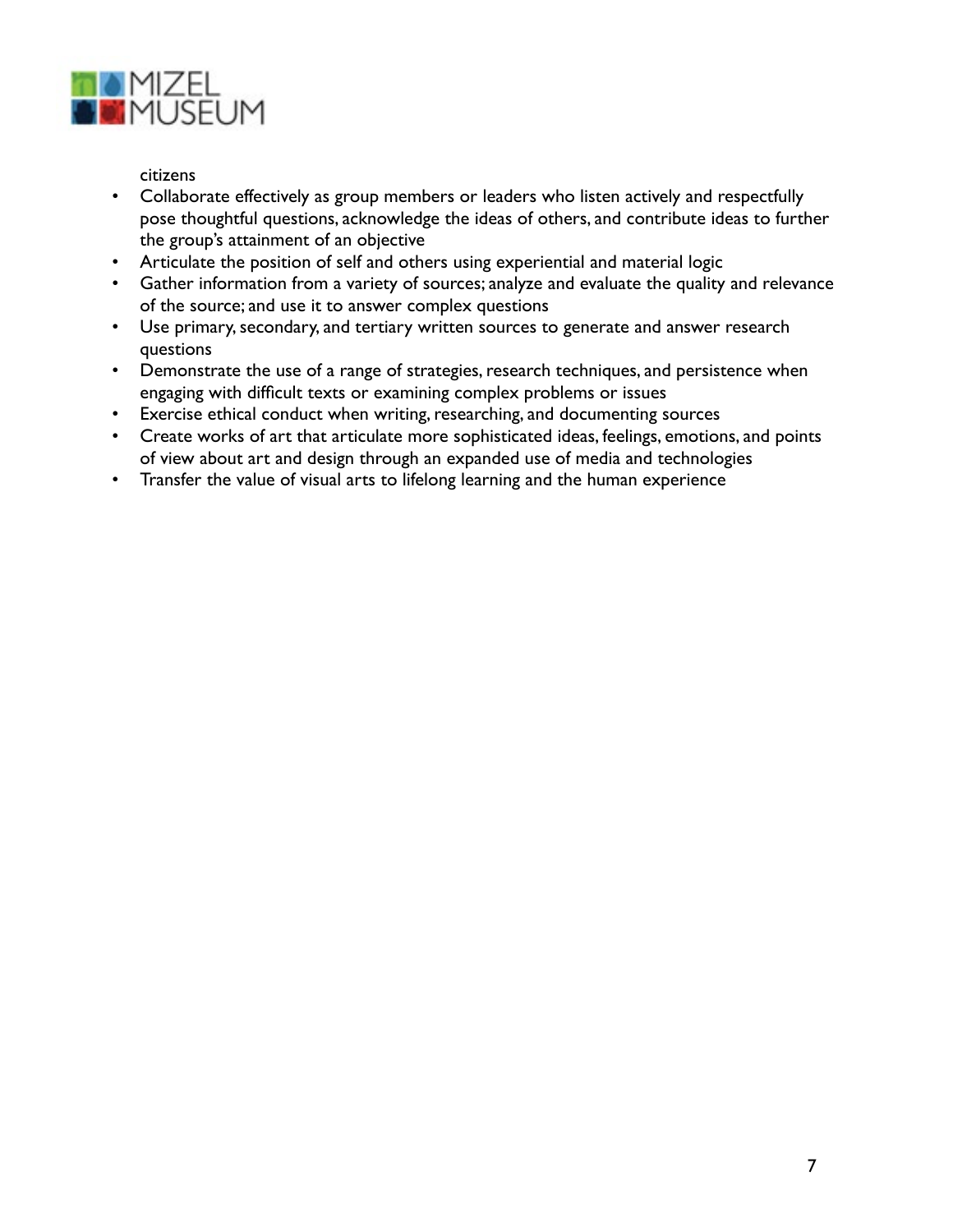citizens

- Collaborate effectively as group members or leaders who listen actively and respectfully pose thoughtful questions, acknowledge the ideas of others, and contribute ideas to further the group's attainment of an objective
- Articulate the position of self and others using experiential and material logic
- Gather information from a variety of sources; analyze and evaluate the quality and relevance of the source; and use it to answer complex questions
- Use primary, secondary, and tertiary written sources to generate and answer research questions
- Demonstrate the use of a range of strategies, research techniques, and persistence when engaging with difficult texts or examining complex problems or issues
- Exercise ethical conduct when writing, researching, and documenting sources
- Create works of art that articulate more sophisticated ideas, feelings, emotions, and points of view about art and design through an expanded use of media and technologies
- Transfer the value of visual arts to lifelong learning and the human experience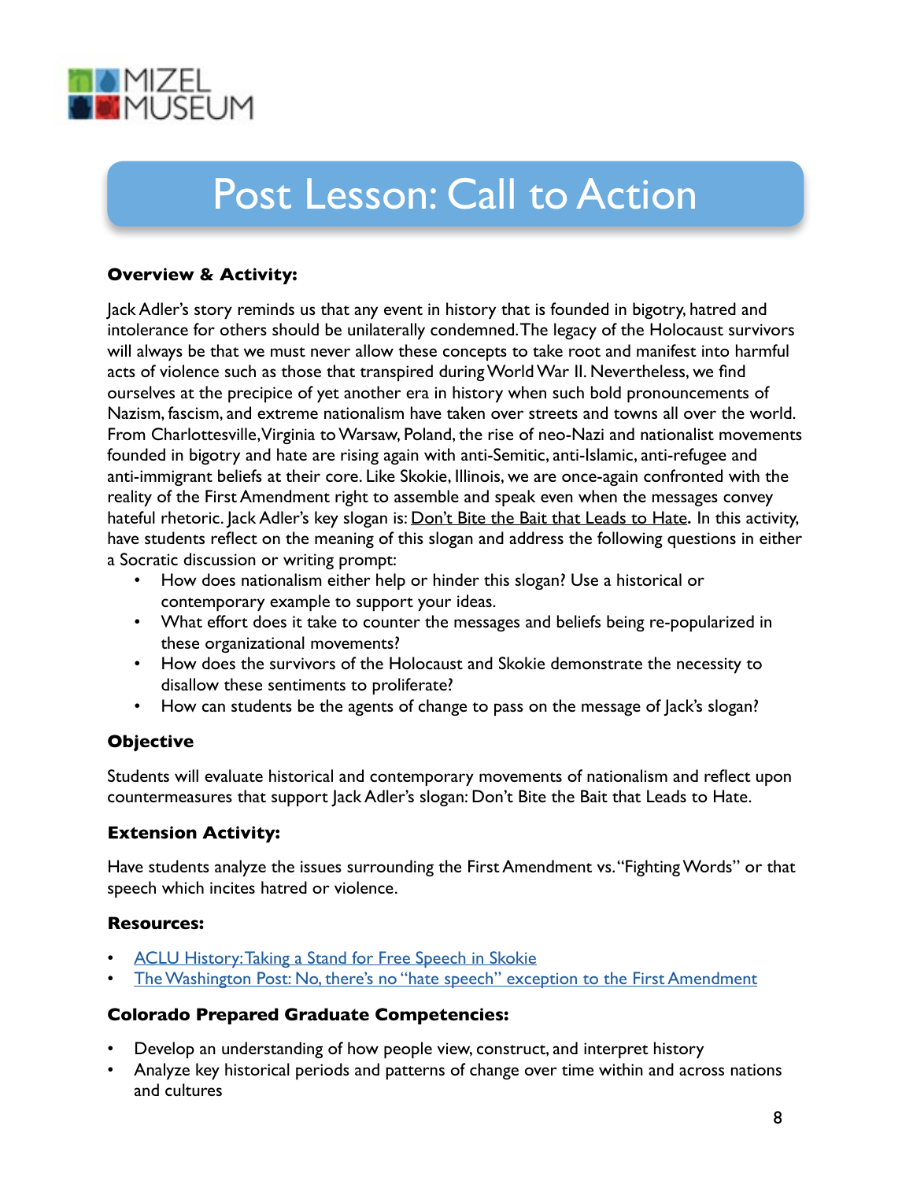# Post Lesson: Call to Action

**Overview & Activity:**

Jack Adler's story reminds us that any event in history that is founded in bigotry, hatred and intolerance for others should be unilaterally condemned. The legacy of the Holocaust survivors will always be that we must never allow these concepts to take root and manifest into harmful acts of violence such as those that transpired during World War II. Nevertheless, we find ourselves at the precipice of yet another era in history when such bold pronouncements of Nazism, fascism, and extreme nationalism have taken over streets and towns all over the world. From Charlottesville, Virginia to Warsaw, Poland, the rise of neo-Nazi and nationalist movements founded in bigotry and hate are rising again with anti-Semitic, anti-Islamic, anti-refugee and anti-immigrant beliefs at their core. Like Skokie, Illinois, we are once-again confronted with the reality of the First Amendment right to assemble and speak even when the messages convey hateful rhetoric. Jack Adler's key slogan is: Don't Bite the Bait that Leads to Hate**.** In this activity, have students reflect on the meaning of this slogan and address the following questions in either a Socratic discussion or writing prompt:

- How does nationalism either help or hinder this slogan? Use a historical or contemporary example to support your ideas.
- What effort does it take to counter the messages and beliefs being re-popularized in these organizational movements?
- How does the survivors of the Holocaust and Skokie demonstrate the necessity to disallow these sentiments to proliferate?
- How can students be the agents of change to pass on the message of Jack's slogan?

**Objective**

Students will evaluate historical and contemporary movements of nationalism and reflect upon countermeasures that support Jack Adler's slogan: Don't Bite the Bait that Leads to Hate.

**Extension Activity:**

Have students analyze the issues surrounding the First Amendment vs. "Fighting Words" or that speech which incites hatred or violence.

**Resources:**

- ACLU History: Taking a Stand for Free Speech in Skokie
- The Washington Post: No, there's no "hate speech" exception to the First Amendment

**Colorado Prepared Graduate Competencies:**

- Develop an understanding of how people view, construct, and interpret history
- Analyze key historical periods and patterns of change over time within and across nations and cultures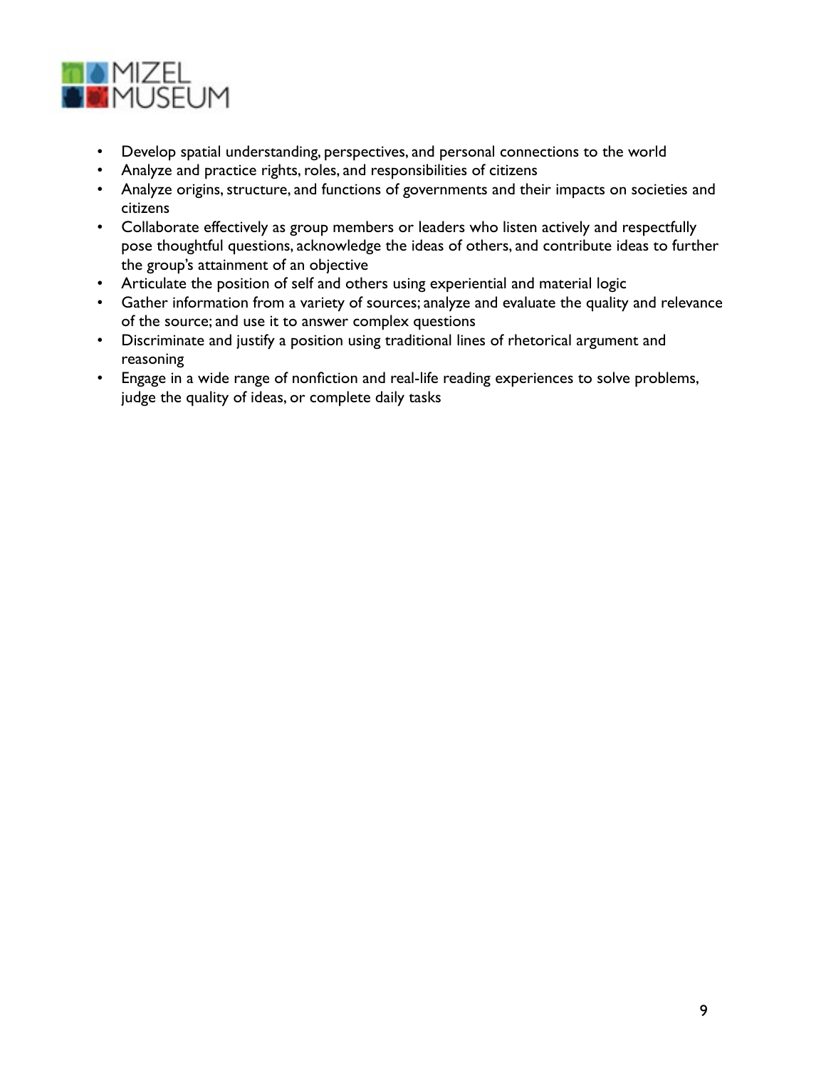- Develop spatial understanding, perspectives, and personal connections to the world
- Analyze and practice rights, roles, and responsibilities of citizens
- Analyze origins, structure, and functions of governments and their impacts on societies and citizens
- Collaborate effectively as group members or leaders who listen actively and respectfully pose thoughtful questions, acknowledge the ideas of others, and contribute ideas to further the group's attainment of an objective
- Articulate the position of self and others using experiential and material logic
- Gather information from a variety of sources; analyze and evaluate the quality and relevance of the source; and use it to answer complex questions
- Discriminate and justify a position using traditional lines of rhetorical argument and reasoning
- Engage in a wide range of nonfiction and real-life reading experiences to solve problems, judge the quality of ideas, or complete daily tasks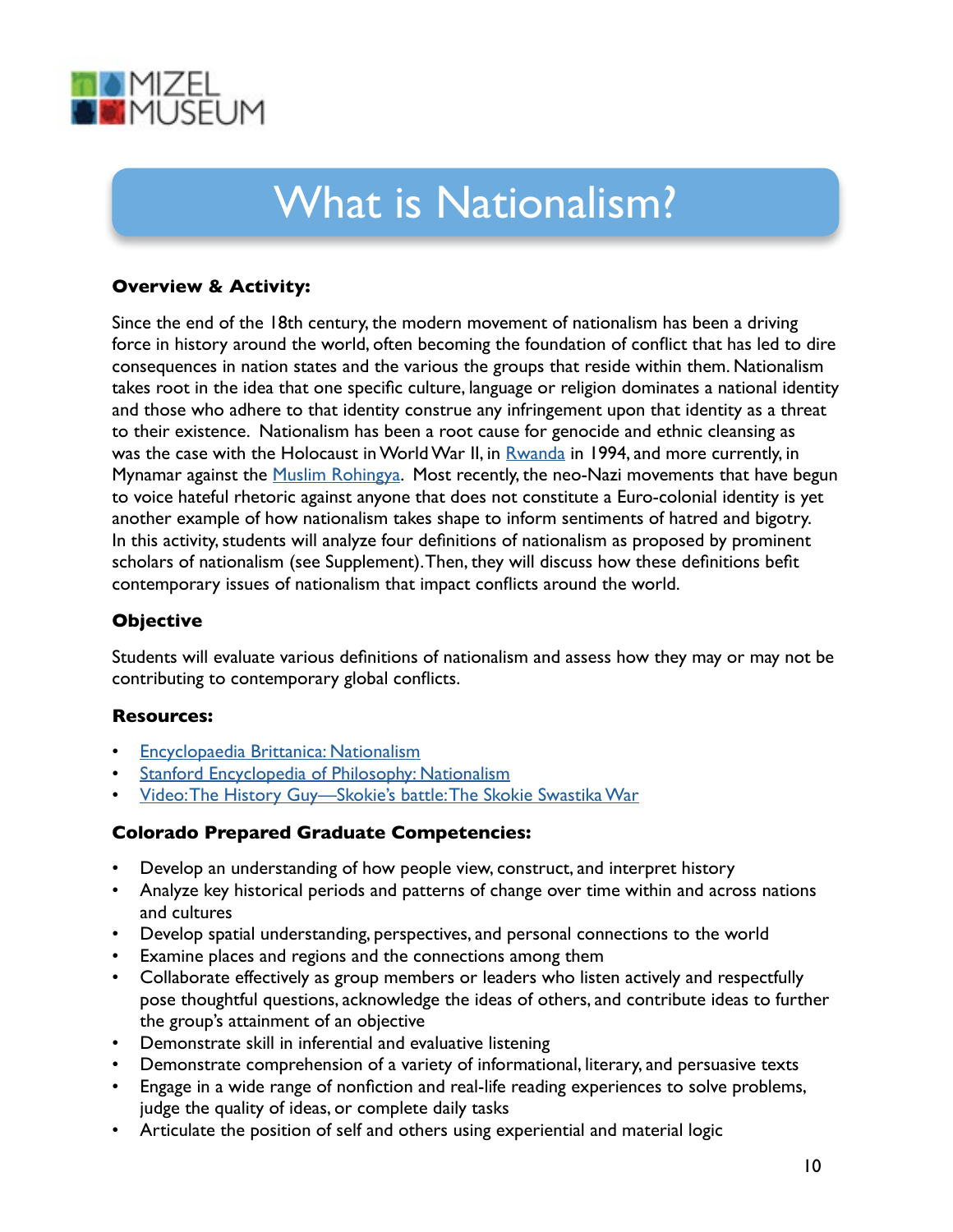# What is Nationalism?

**Overview & Activity:**

Since the end of the 18th century, the modern movement of nationalism has been a driving force in history around the world, often becoming the foundation of conflict that has led to dire consequences in nation states and the various the groups that reside within them. Nationalism takes root in the idea that one specific culture, language or religion dominates a national identity and those who adhere to that identity construe any infringement upon that identity as a threat to their existence. Nationalism has been a root cause for genocide and ethnic cleansing as was the case with the Holocaust in World War II, in Rwanda in 1994, and more currently, in Mynamar against the Muslim Rohingya. Most recently, the neo-Nazi movements that have begun to voice hateful rhetoric against anyone that does not constitute a Euro-colonial identity is yet another example of how nationalism takes shape to inform sentiments of hatred and bigotry. In this activity, students will analyze four definitions of nationalism as proposed by prominent scholars of nationalism (see Supplement). Then, they will discuss how these definitions befit contemporary issues of nationalism that impact conflicts around the world.

**Objective**

Students will evaluate various definitions of nationalism and assess how they may or may not be contributing to contemporary global conflicts.

**Resources:**

- Encyclopaedia Brittanica: Nationalism
- Stanford Encyclopedia of Philosophy: Nationalism
- Video: The History Guy—Skokie's battle: The Skokie Swastika War

**Colorado Prepared Graduate Competencies:**

- Develop an understanding of how people view, construct, and interpret history
- Analyze key historical periods and patterns of change over time within and across nations and cultures
- Develop spatial understanding, perspectives, and personal connections to the world
- Examine places and regions and the connections among them
- Collaborate effectively as group members or leaders who listen actively and respectfully pose thoughtful questions, acknowledge the ideas of others, and contribute ideas to further the group's attainment of an objective
- Demonstrate skill in inferential and evaluative listening
- Demonstrate comprehension of a variety of informational, literary, and persuasive texts
- Engage in a wide range of nonfiction and real-life reading experiences to solve problems, judge the quality of ideas, or complete daily tasks
- Articulate the position of self and others using experiential and material logic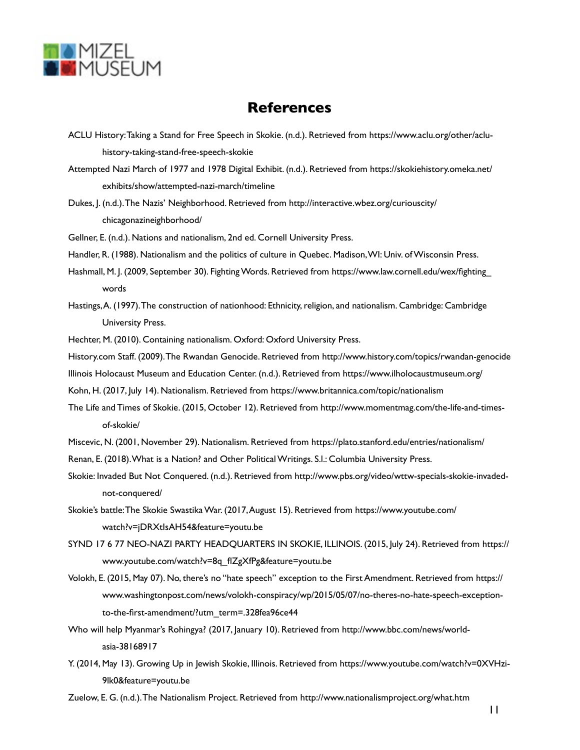## References

ACLU History: Taking a Stand for Free Speech in Skokie. (n.d.). Retrieved from https://www.aclu.org/other/aclu-history-taking-stand-free-speech-skokie

Attempted Nazi March of 1977 and 1978 Digital Exhibit. (n.d.). Retrieved from https://skokiehistory.omeka.net/exhibits/show/attempted-nazi-march/timeline

Dukes, J. (n.d.). The Nazis' Neighborhood. Retrieved from http://interactive.wbez.org/curiouscity/chicagonazineighborhood/

Gellner, E. (n.d.). Nations and nationalism, 2nd ed. Cornell University Press.

Handler, R. (1988). Nationalism and the politics of culture in Quebec. Madison, WI: Univ. of Wisconsin Press.

Hashmall, M. J. (2009, September 30). Fighting Words. Retrieved from https://www.law.cornell.edu/wex/fighting_words

Hastings, A. (1997). The construction of nationhood: Ethnicity, religion, and nationalism. Cambridge: Cambridge University Press.

Hechter, M. (2010). Containing nationalism. Oxford: Oxford University Press.

History.com Staff. (2009). The Rwandan Genocide. Retrieved from http://www.history.com/topics/rwandan-genocide

Illinois Holocaust Museum and Education Center. (n.d.). Retrieved from https://www.ilholocaustmuseum.org/

Kohn, H. (2017, July 14). Nationalism. Retrieved from https://www.britannica.com/topic/nationalism

The Life and Times of Skokie. (2015, October 12). Retrieved from http://www.momentmag.com/the-life-and-times-of-skokie/

Miscevic, N. (2001, November 29). Nationalism. Retrieved from https://plato.stanford.edu/entries/nationalism/

Renan, E. (2018). What is a Nation? and Other Political Writings. S.l.: Columbia University Press.

Skokie: Invaded But Not Conquered. (n.d.). Retrieved from http://www.pbs.org/video/wttw-specials-skokie-invaded-not-conquered/

Skokie's battle: The Skokie Swastika War. (2017, August 15). Retrieved from https://www.youtube.com/watch?v=jDRXtIsAH54&feature=youtu.be

SYND 17 6 77 NEO-NAZI PARTY HEADQUARTERS IN SKOKIE, ILLINOIS. (2015, July 24). Retrieved from https://www.youtube.com/watch?v=8q_fIZgXfPg&feature=youtu.be

Volokh, E. (2015, May 07). No, there's no "hate speech" exception to the First Amendment. Retrieved from https://www.washingtonpost.com/news/volokh-conspiracy/wp/2015/05/07/no-theres-no-hate-speech-exception-to-the-first-amendment/?utm_term=.328fea96ce44

Who will help Myanmar's Rohingya? (2017, January 10). Retrieved from http://www.bbc.com/news/world-asia-38168917

Y. (2014, May 13). Growing Up in Jewish Skokie, Illinois. Retrieved from https://www.youtube.com/watch?v=0XVHzi-9lk0&feature=youtu.be

Zuelow, E. G. (n.d.). The Nationalism Project. Retrieved from http://www.nationalismproject.org/what.htm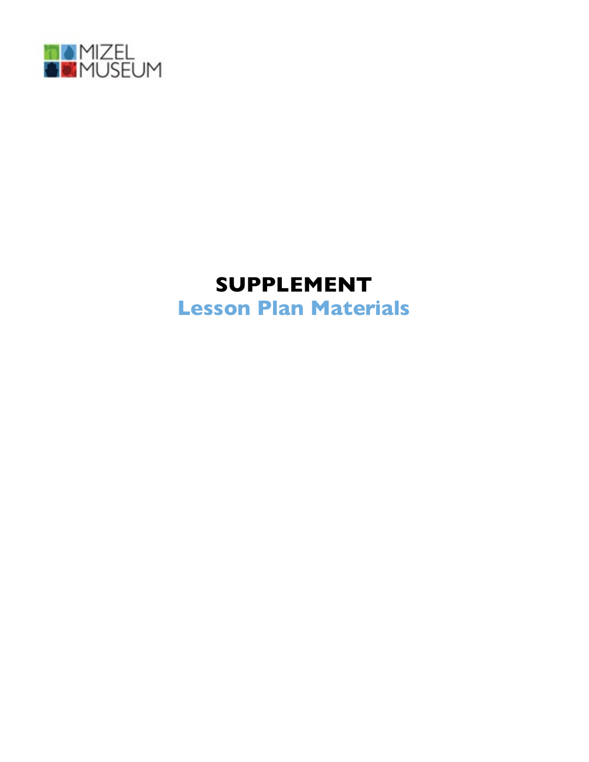MIZEL MUSEUM

# SUPPLEMENT

## Lesson Plan Materials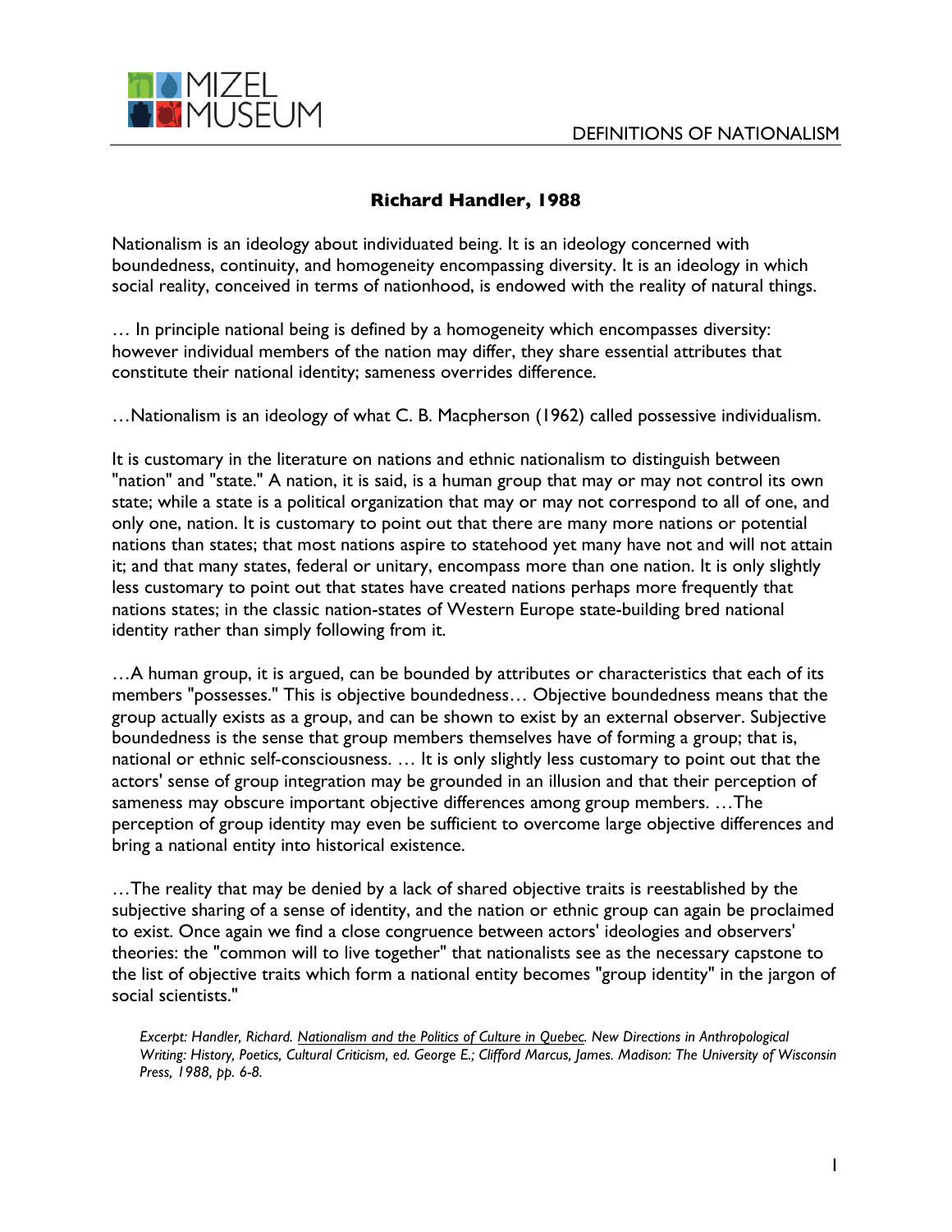## Richard Handler, 1988

Nationalism is an ideology about individuated being. It is an ideology concerned with boundedness, continuity, and homogeneity encompassing diversity. It is an ideology in which social reality, conceived in terms of nationhood, is endowed with the reality of natural things.

… In principle national being is defined by a homogeneity which encompasses diversity: however individual members of the nation may differ, they share essential attributes that constitute their national identity; sameness overrides difference.

…Nationalism is an ideology of what C. B. Macpherson (1962) called possessive individualism.

It is customary in the literature on nations and ethnic nationalism to distinguish between "nation" and "state." A nation, it is said, is a human group that may or may not control its own state; while a state is a political organization that may or may not correspond to all of one, and only one, nation. It is customary to point out that there are many more nations or potential nations than states; that most nations aspire to statehood yet many have not and will not attain it; and that many states, federal or unitary, encompass more than one nation. It is only slightly less customary to point out that states have created nations perhaps more frequently that nations states; in the classic nation-states of Western Europe state-building bred national identity rather than simply following from it.

…A human group, it is argued, can be bounded by attributes or characteristics that each of its members "possesses." This is objective boundedness… Objective boundedness means that the group actually exists as a group, and can be shown to exist by an external observer. Subjective boundedness is the sense that group members themselves have of forming a group; that is, national or ethnic self-consciousness. … It is only slightly less customary to point out that the actors' sense of group integration may be grounded in an illusion and that their perception of sameness may obscure important objective differences among group members. …The perception of group identity may even be sufficient to overcome large objective differences and bring a national entity into historical existence.

…The reality that may be denied by a lack of shared objective traits is reestablished by the subjective sharing of a sense of identity, and the nation or ethnic group can again be proclaimed to exist. Once again we find a close congruence between actors' ideologies and observers' theories: the "common will to live together" that nationalists see as the necessary capstone to the list of objective traits which form a national entity becomes "group identity" in the jargon of social scientists."

*Excerpt: Handler, Richard. Nationalism and the Politics of Culture in Quebec. New Directions in Anthropological Writing: History, Poetics, Cultural Criticism, ed. George E.; Clifford Marcus, James. Madison: The University of Wisconsin Press, 1988, pp. 6-8.*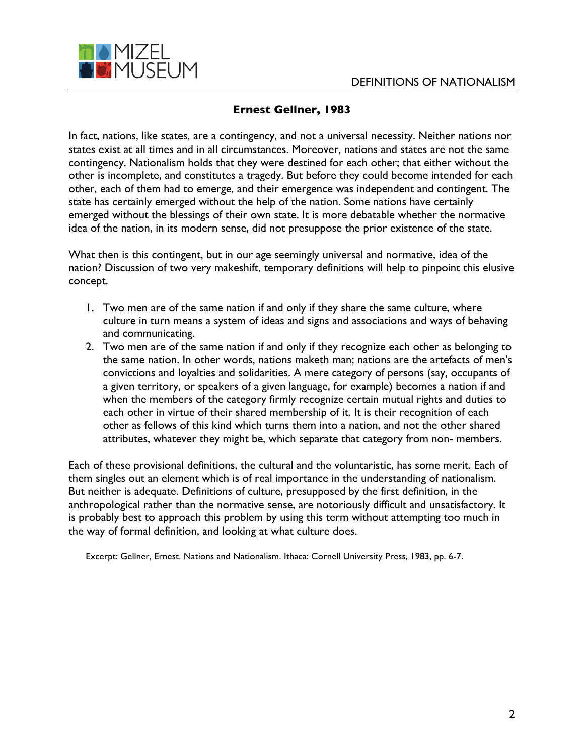## Ernest Gellner, 1983

In fact, nations, like states, are a contingency, and not a universal necessity. Neither nations nor states exist at all times and in all circumstances. Moreover, nations and states are not the same contingency. Nationalism holds that they were destined for each other; that either without the other is incomplete, and constitutes a tragedy. But before they could become intended for each other, each of them had to emerge, and their emergence was independent and contingent. The state has certainly emerged without the help of the nation. Some nations have certainly emerged without the blessings of their own state. It is more debatable whether the normative idea of the nation, in its modern sense, did not presuppose the prior existence of the state.

What then is this contingent, but in our age seemingly universal and normative, idea of the nation? Discussion of two very makeshift, temporary definitions will help to pinpoint this elusive concept.

1. Two men are of the same nation if and only if they share the same culture, where culture in turn means a system of ideas and signs and associations and ways of behaving and communicating.
2. Two men are of the same nation if and only if they recognize each other as belonging to the same nation. In other words, nations maketh man; nations are the artefacts of men's convictions and loyalties and solidarities. A mere category of persons (say, occupants of a given territory, or speakers of a given language, for example) becomes a nation if and when the members of the category firmly recognize certain mutual rights and duties to each other in virtue of their shared membership of it. It is their recognition of each other as fellows of this kind which turns them into a nation, and not the other shared attributes, whatever they might be, which separate that category from non- members.

Each of these provisional definitions, the cultural and the voluntaristic, has some merit. Each of them singles out an element which is of real importance in the understanding of nationalism. But neither is adequate. Definitions of culture, presupposed by the first definition, in the anthropological rather than the normative sense, are notoriously difficult and unsatisfactory. It is probably best to approach this problem by using this term without attempting too much in the way of formal definition, and looking at what culture does.

Excerpt: Gellner, Ernest. Nations and Nationalism. Ithaca: Cornell University Press, 1983, pp. 6-7.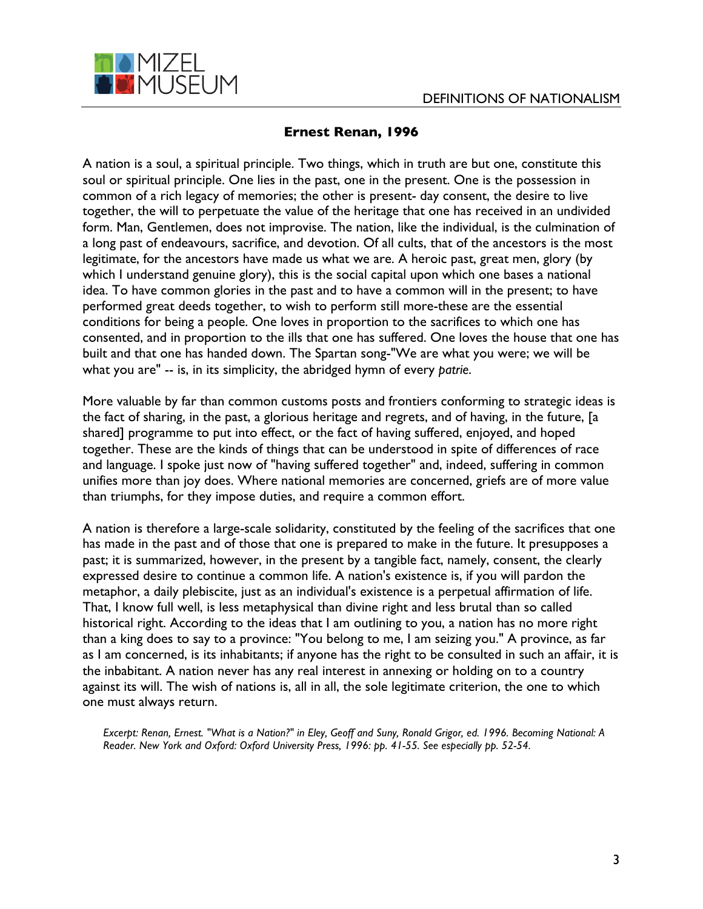### Ernest Renan, 1996

A nation is a soul, a spiritual principle. Two things, which in truth are but one, constitute this soul or spiritual principle. One lies in the past, one in the present. One is the possession in common of a rich legacy of memories; the other is present- day consent, the desire to live together, the will to perpetuate the value of the heritage that one has received in an undivided form. Man, Gentlemen, does not improvise. The nation, like the individual, is the culmination of a long past of endeavours, sacrifice, and devotion. Of all cults, that of the ancestors is the most legitimate, for the ancestors have made us what we are. A heroic past, great men, glory (by which I understand genuine glory), this is the social capital upon which one bases a national idea. To have common glories in the past and to have a common will in the present; to have performed great deeds together, to wish to perform still more-these are the essential conditions for being a people. One loves in proportion to the sacrifices to which one has consented, and in proportion to the ills that one has suffered. One loves the house that one has built and that one has handed down. The Spartan song-"We are what you were; we will be what you are" -- is, in its simplicity, the abridged hymn of every *patrie*.

More valuable by far than common customs posts and frontiers conforming to strategic ideas is the fact of sharing, in the past, a glorious heritage and regrets, and of having, in the future, [a shared] programme to put into effect, or the fact of having suffered, enjoyed, and hoped together. These are the kinds of things that can be understood in spite of differences of race and language. I spoke just now of "having suffered together" and, indeed, suffering in common unifies more than joy does. Where national memories are concerned, griefs are of more value than triumphs, for they impose duties, and require a common effort.

A nation is therefore a large-scale solidarity, constituted by the feeling of the sacrifices that one has made in the past and of those that one is prepared to make in the future. It presupposes a past; it is summarized, however, in the present by a tangible fact, namely, consent, the clearly expressed desire to continue a common life. A nation's existence is, if you will pardon the metaphor, a daily plebiscite, just as an individual's existence is a perpetual affirmation of life. That, I know full well, is less metaphysical than divine right and less brutal than so called historical right. According to the ideas that I am outlining to you, a nation has no more right than a king does to say to a province: "You belong to me, I am seizing you." A province, as far as I am concerned, is its inhabitants; if anyone has the right to be consulted in such an affair, it is the inbabitant. A nation never has any real interest in annexing or holding on to a country against its will. The wish of nations is, all in all, the sole legitimate criterion, the one to which one must always return.

*Excerpt: Renan, Ernest. "What is a Nation?" in Eley, Geoff and Suny, Ronald Grigor, ed. 1996. Becoming National: A Reader. New York and Oxford: Oxford University Press, 1996: pp. 41-55. See especially pp. 52-54.*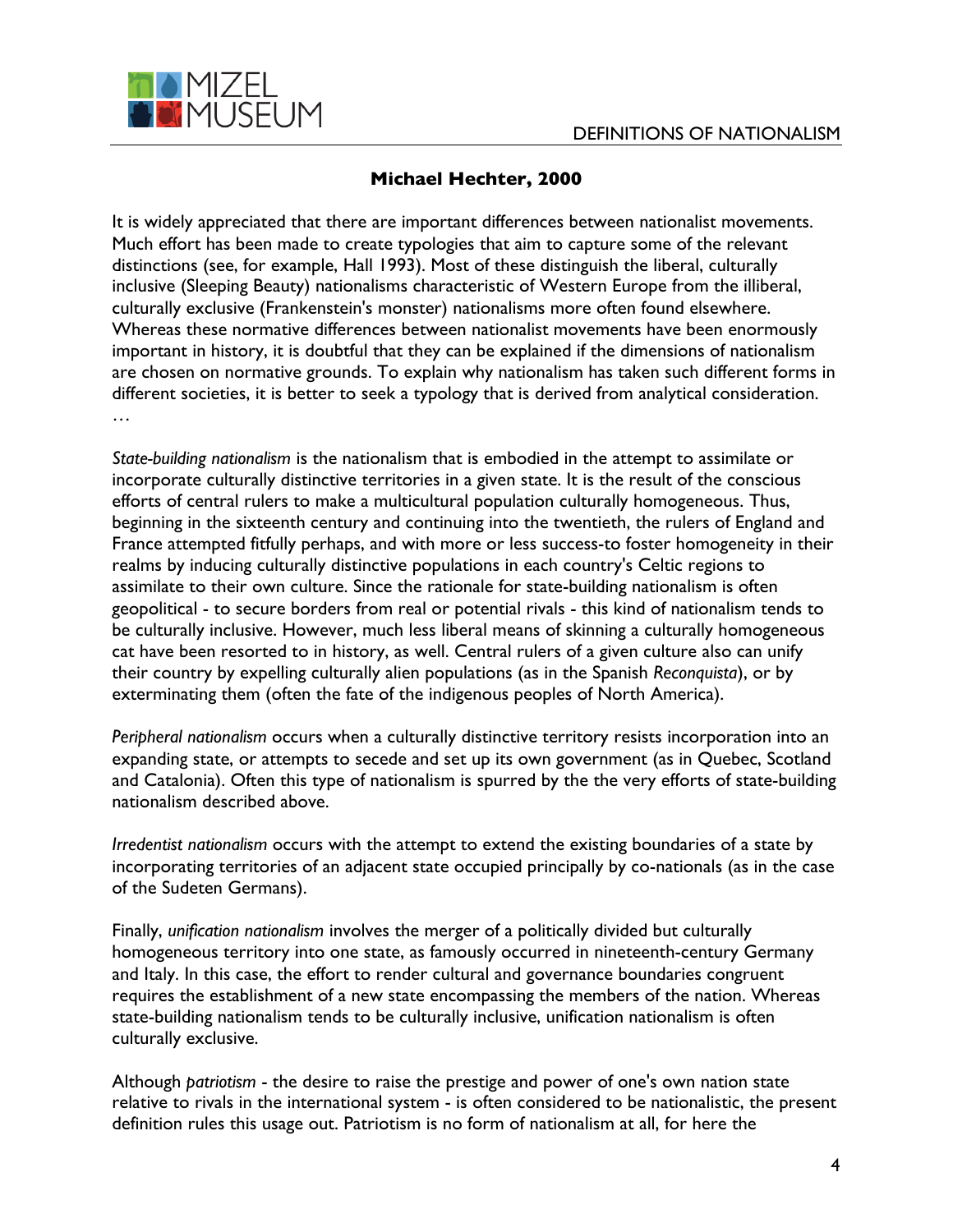### Michael Hechter, 2000

It is widely appreciated that there are important differences between nationalist movements. Much effort has been made to create typologies that aim to capture some of the relevant distinctions (see, for example, Hall 1993). Most of these distinguish the liberal, culturally inclusive (Sleeping Beauty) nationalisms characteristic of Western Europe from the illiberal, culturally exclusive (Frankenstein's monster) nationalisms more often found elsewhere. Whereas these normative differences between nationalist movements have been enormously important in history, it is doubtful that they can be explained if the dimensions of nationalism are chosen on normative grounds. To explain why nationalism has taken such different forms in different societies, it is better to seek a typology that is derived from analytical consideration. …

*State-building nationalism* is the nationalism that is embodied in the attempt to assimilate or incorporate culturally distinctive territories in a given state. It is the result of the conscious efforts of central rulers to make a multicultural population culturally homogeneous. Thus, beginning in the sixteenth century and continuing into the twentieth, the rulers of England and France attempted fitfully perhaps, and with more or less success-to foster homogeneity in their realms by inducing culturally distinctive populations in each country's Celtic regions to assimilate to their own culture. Since the rationale for state-building nationalism is often geopolitical - to secure borders from real or potential rivals - this kind of nationalism tends to be culturally inclusive. However, much less liberal means of skinning a culturally homogeneous cat have been resorted to in history, as well. Central rulers of a given culture also can unify their country by expelling culturally alien populations (as in the Spanish *Reconquista*), or by exterminating them (often the fate of the indigenous peoples of North America).

*Peripheral nationalism* occurs when a culturally distinctive territory resists incorporation into an expanding state, or attempts to secede and set up its own government (as in Quebec, Scotland and Catalonia). Often this type of nationalism is spurred by the the very efforts of state-building nationalism described above.

*Irredentist nationalism* occurs with the attempt to extend the existing boundaries of a state by incorporating territories of an adjacent state occupied principally by co-nationals (as in the case of the Sudeten Germans).

Finally, *unification nationalism* involves the merger of a politically divided but culturally homogeneous territory into one state, as famously occurred in nineteenth-century Germany and Italy. In this case, the effort to render cultural and governance boundaries congruent requires the establishment of a new state encompassing the members of the nation. Whereas state-building nationalism tends to be culturally inclusive, unification nationalism is often culturally exclusive.

Although *patriotism* - the desire to raise the prestige and power of one's own nation state relative to rivals in the international system - is often considered to be nationalistic, the present definition rules this usage out. Patriotism is no form of nationalism at all, for here the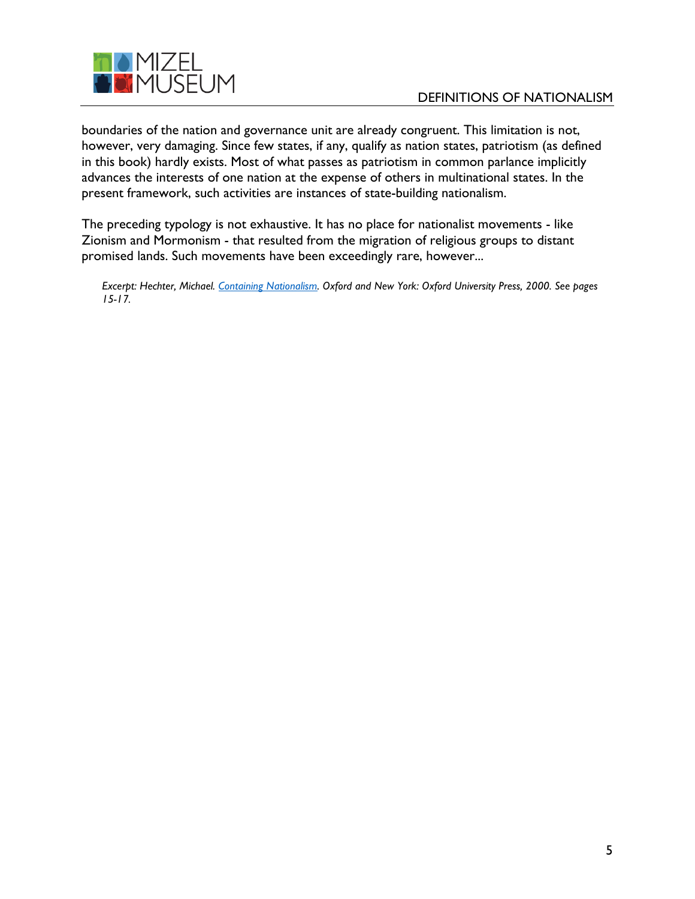boundaries of the nation and governance unit are already congruent. This limitation is not, however, very damaging. Since few states, if any, qualify as nation states, patriotism (as defined in this book) hardly exists. Most of what passes as patriotism in common parlance implicitly advances the interests of one nation at the expense of others in multinational states. In the present framework, such activities are instances of state-building nationalism.

The preceding typology is not exhaustive. It has no place for nationalist movements - like Zionism and Mormonism - that resulted from the migration of religious groups to distant promised lands. Such movements have been exceedingly rare, however...

*Excerpt: Hechter, Michael. Containing Nationalism. Oxford and New York: Oxford University Press, 2000. See pages 15-17.*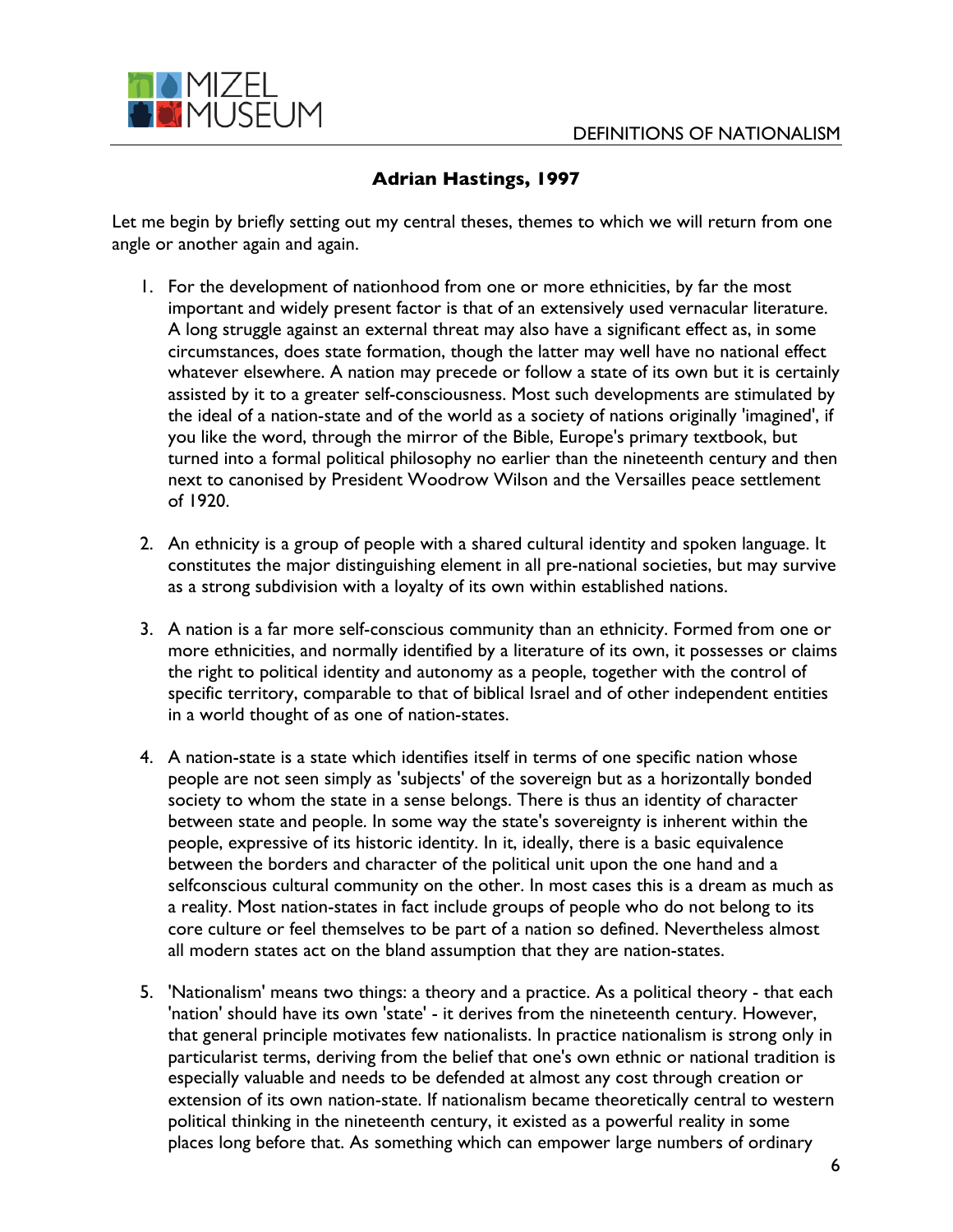## Adrian Hastings, 1997

Let me begin by briefly setting out my central theses, themes to which we will return from one angle or another again and again.

1. For the development of nationhood from one or more ethnicities, by far the most important and widely present factor is that of an extensively used vernacular literature. A long struggle against an external threat may also have a significant effect as, in some circumstances, does state formation, though the latter may well have no national effect whatever elsewhere. A nation may precede or follow a state of its own but it is certainly assisted by it to a greater self-consciousness. Most such developments are stimulated by the ideal of a nation-state and of the world as a society of nations originally 'imagined', if you like the word, through the mirror of the Bible, Europe's primary textbook, but turned into a formal political philosophy no earlier than the nineteenth century and then next to canonised by President Woodrow Wilson and the Versailles peace settlement of 1920.

2. An ethnicity is a group of people with a shared cultural identity and spoken language. It constitutes the major distinguishing element in all pre-national societies, but may survive as a strong subdivision with a loyalty of its own within established nations.

3. A nation is a far more self-conscious community than an ethnicity. Formed from one or more ethnicities, and normally identified by a literature of its own, it possesses or claims the right to political identity and autonomy as a people, together with the control of specific territory, comparable to that of biblical Israel and of other independent entities in a world thought of as one of nation-states.

4. A nation-state is a state which identifies itself in terms of one specific nation whose people are not seen simply as 'subjects' of the sovereign but as a horizontally bonded society to whom the state in a sense belongs. There is thus an identity of character between state and people. In some way the state's sovereignty is inherent within the people, expressive of its historic identity. In it, ideally, there is a basic equivalence between the borders and character of the political unit upon the one hand and a selfconscious cultural community on the other. In most cases this is a dream as much as a reality. Most nation-states in fact include groups of people who do not belong to its core culture or feel themselves to be part of a nation so defined. Nevertheless almost all modern states act on the bland assumption that they are nation-states.

5. 'Nationalism' means two things: a theory and a practice. As a political theory - that each 'nation' should have its own 'state' - it derives from the nineteenth century. However, that general principle motivates few nationalists. In practice nationalism is strong only in particularist terms, deriving from the belief that one's own ethnic or national tradition is especially valuable and needs to be defended at almost any cost through creation or extension of its own nation-state. If nationalism became theoretically central to western political thinking in the nineteenth century, it existed as a powerful reality in some places long before that. As something which can empower large numbers of ordinary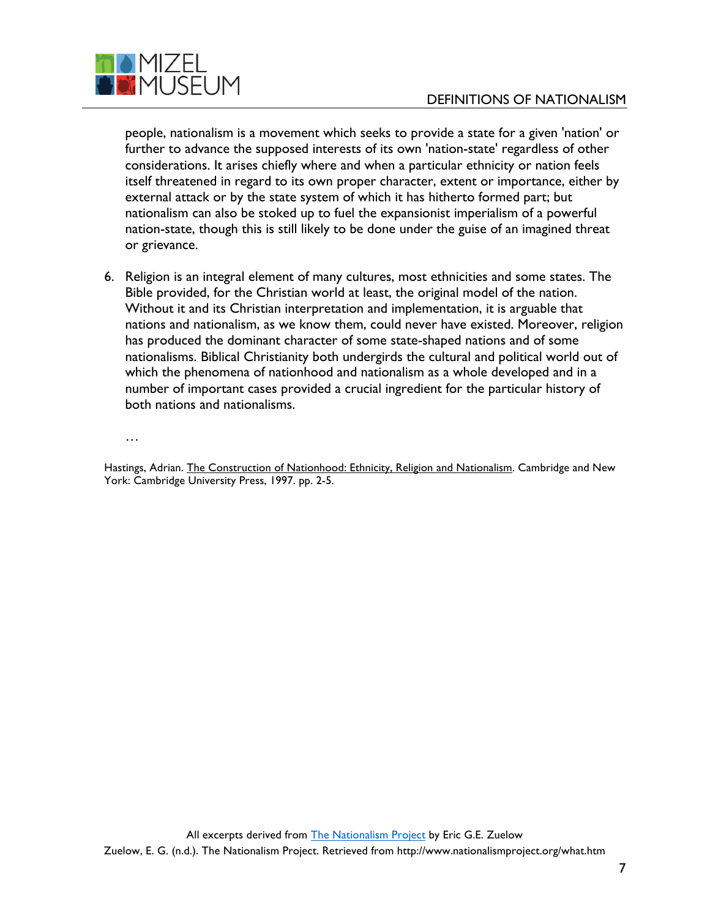people, nationalism is a movement which seeks to provide a state for a given 'nation' or further to advance the supposed interests of its own 'nation-state' regardless of other considerations. It arises chiefly where and when a particular ethnicity or nation feels itself threatened in regard to its own proper character, extent or importance, either by external attack or by the state system of which it has hitherto formed part; but nationalism can also be stoked up to fuel the expansionist imperialism of a powerful nation-state, though this is still likely to be done under the guise of an imagined threat or grievance.

6. Religion is an integral element of many cultures, most ethnicities and some states. The Bible provided, for the Christian world at least, the original model of the nation. Without it and its Christian interpretation and implementation, it is arguable that nations and nationalism, as we know them, could never have existed. Moreover, religion has produced the dominant character of some state-shaped nations and of some nationalisms. Biblical Christianity both undergirds the cultural and political world out of which the phenomena of nationhood and nationalism as a whole developed and in a number of important cases provided a crucial ingredient for the particular history of both nations and nationalisms.

…

Hastings, Adrian. The Construction of Nationhood: Ethnicity, Religion and Nationalism. Cambridge and New York: Cambridge University Press, 1997. pp. 2-5.

All excerpts derived from The Nationalism Project by Eric G.E. Zuelow
Zuelow, E. G. (n.d.). The Nationalism Project. Retrieved from http://www.nationalismproject.org/what.htm